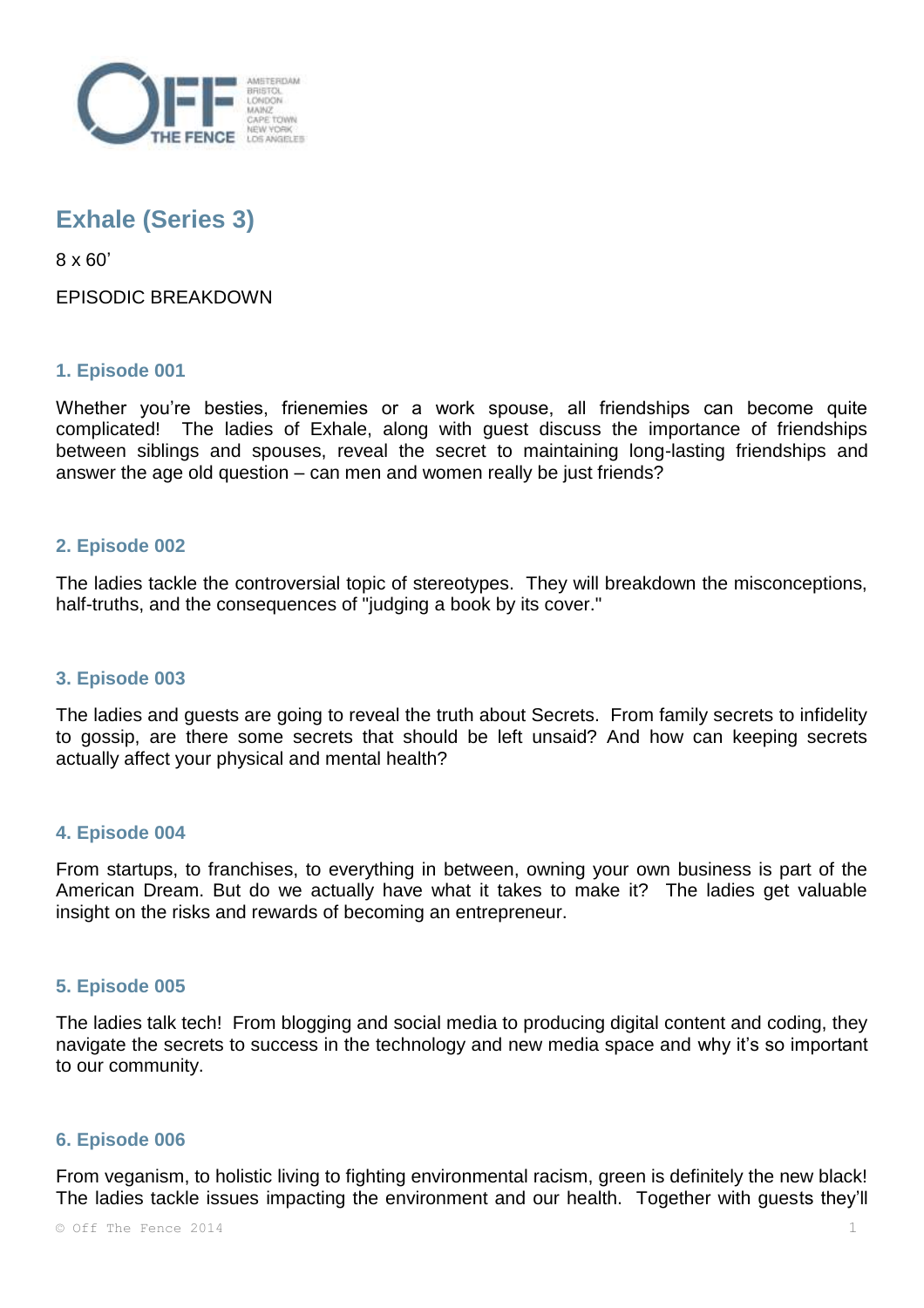# Exhale (Series 3)

8 x 60'

EPISODIC BREAKDOWN

### 1. Episode 001

Whether you're besties, frienemies or a work spouse, all friendships can become quite complicated! The ladies of Exhale, along with guest discuss the importance of friendships between siblings and spouses, reveal the secret to maintaining long-lasting friendships and answer the age old question – can men and women really be just friends?

### 2. Episode 002

The ladies tackle the controversial topic of stereotypes. They will breakdown the misconceptions, half-truths, and the consequences of "judging a book by its cover."

### 3. Episode 003

The ladies and guests are going to reveal the truth about Secrets. From family secrets to infidelity to gossip, are there some secrets that should be left unsaid? And how can keeping secrets actually affect your physical and mental health?

### 4. Episode 004

From startups, to franchises, to everything in between, owning your own business is part of the American Dream. But do we actually have what it takes to make it? The ladies get valuable insight on the risks and rewards of becoming an entrepreneur.

### 5. Episode 005

The ladies talk tech! From blogging and social media to producing digital content and coding, they navigate the secrets to success in the technology and new media space and why it's so important to our community.

### 6. Episode 006

From veganism, to holistic living to fighting environmental racism, green is definitely the new black! The ladies tackle issues impacting the environment and our health. Together with guests they'll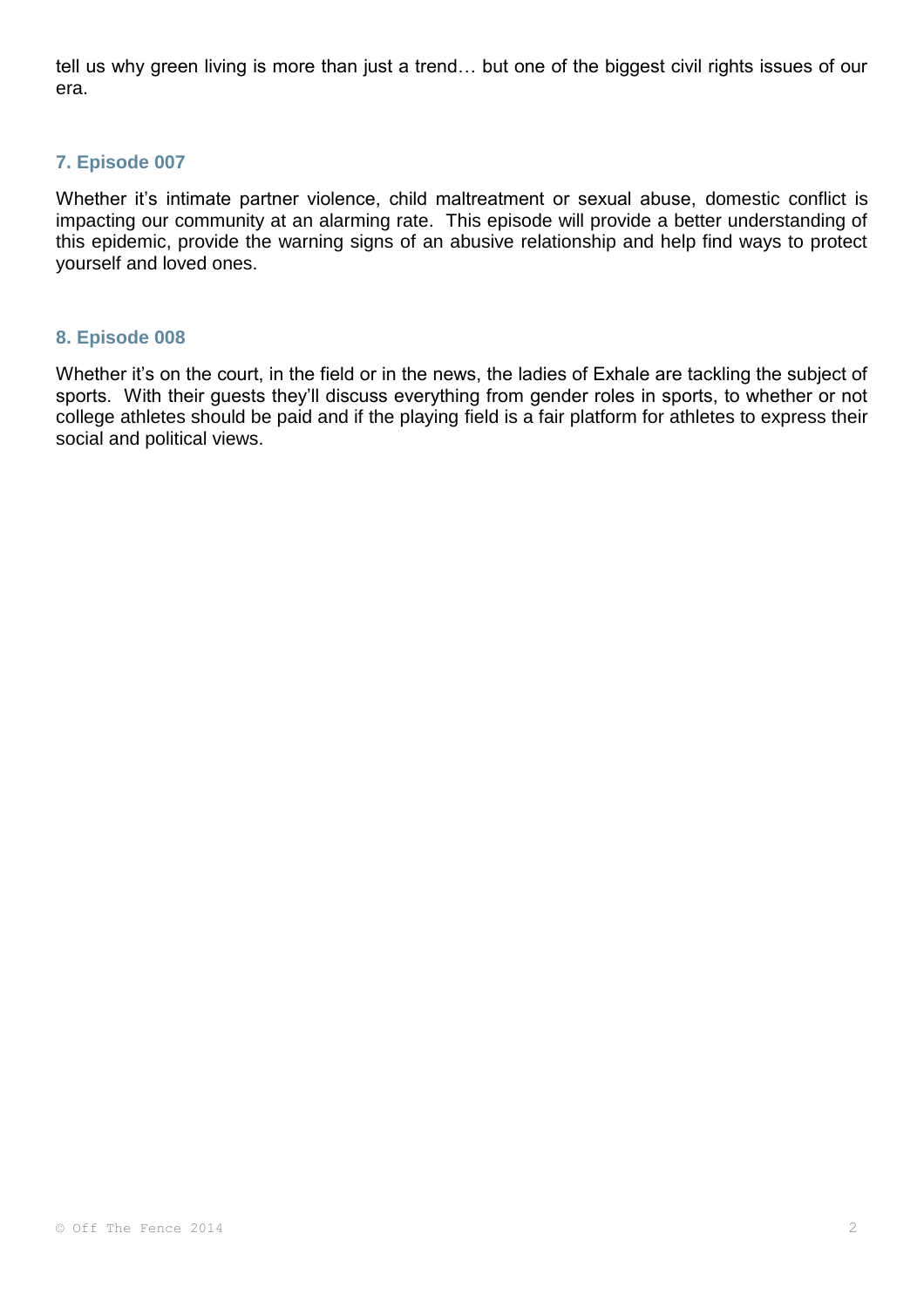tell us why green living is more than just a trend… but one of the biggest civil rights issues of our era.

### 7. Episode 007

Whether it's intimate partner violence, child maltreatment or sexual abuse, domestic conflict is impacting our community at an alarming rate. This episode will provide a better understanding of this epidemic, provide the warning signs of an abusive relationship and help find ways to protect yourself and loved ones.

### 8. Episode 008

Whether it's on the court, in the field or in the news, the ladies of Exhale are tackling the subject of sports. With their guests they'll discuss everything from gender roles in sports, to whether or not college athletes should be paid and if the playing field is a fair platform for athletes to express their social and political views.

© Off The Fence 2014